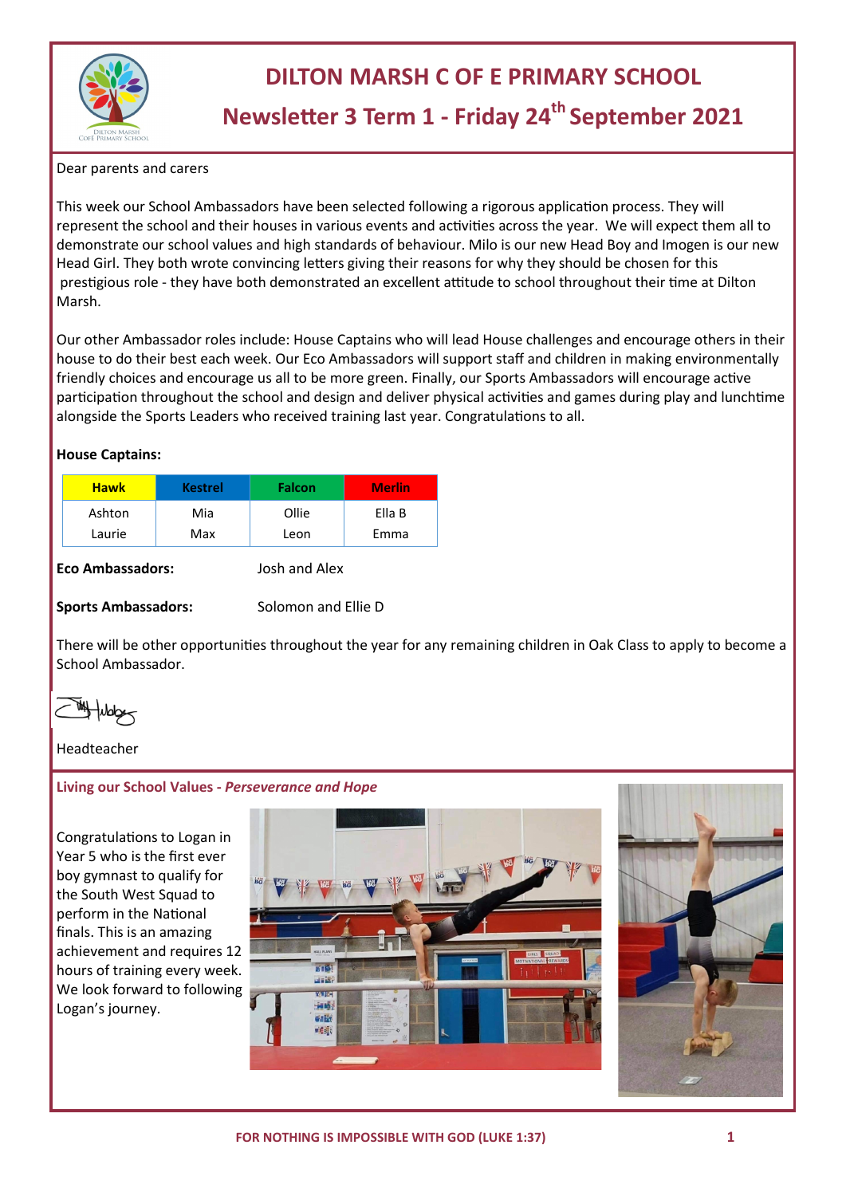# DILTON MARSH C OF E PRIMARY SCHOOL

## Newsletter 3 Term 1 - Friday 24th September 2021

Dear parents and carers

This week our School Ambassadors have been selected following a rigorous application process. They will represent the school and their houses in various events and activities across the year. We will expect them all to demonstrate our school values and high standards of behaviour. Milo is our new Head Boy and Imogen is our new Head Girl. They both wrote convincing letters giving their reasons for why they should be chosen for this prestigious role - they have both demonstrated an excellent attitude to school throughout their time at Dilton Marsh.

Our other Ambassador roles include: House Captains who will lead House challenges and encourage others in their house to do their best each week. Our Eco Ambassadors will support staff and children in making environmentally friendly choices and encourage us all to be more green. Finally, our Sports Ambassadors will encourage active participation throughout the school and design and deliver physical activities and games during play and lunchtime alongside the Sports Leaders who received training last year. Congratulations to all.

**House Captains:**

| Hawk | Kestrel | Falcon | Merlin |
|---|---|---|---|
| Ashton | Mia | Ollie | Ella B |
| Laurie | Max | Leon | Emma |

**Eco Ambassadors:** Josh and Alex

**Sports Ambassadors:** Solomon and Ellie D

There will be other opportunities throughout the year for any remaining children in Oak Class to apply to become a School Ambassador.

Headteacher

### Living our School Values - *Perseverance and Hope*

Congratulations to Logan in Year 5 who is the first ever boy gymnast to qualify for the South West Squad to perform in the National finals. This is an amazing achievement and requires 12 hours of training every week. We look forward to following Logan's journey.

FOR NOTHING IS IMPOSSIBLE WITH GOD (LUKE 1:37)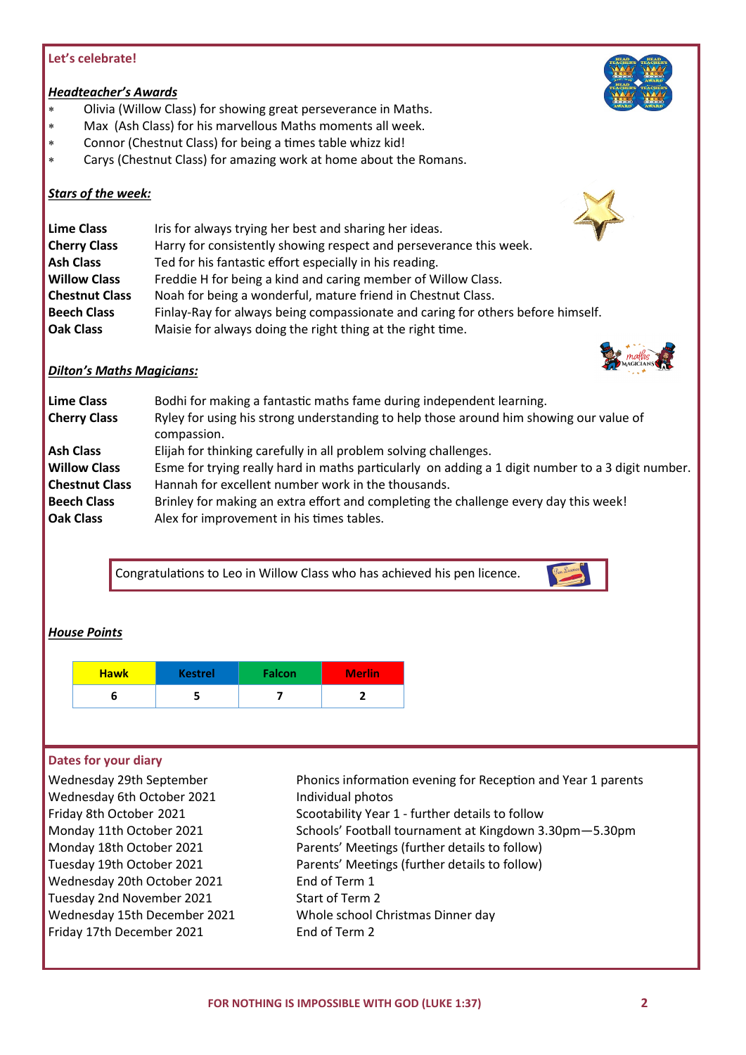## Let's celebrate!

***Headteacher's Awards***

* Olivia (Willow Class) for showing great perseverance in Maths.
* Max (Ash Class) for his marvellous Maths moments all week.
* Connor (Chestnut Class) for being a times table whizz kid!
* Carys (Chestnut Class) for amazing work at home about the Romans.

***Stars of the week:***

| | |
|---|---|
| **Lime Class** | Iris for always trying her best and sharing her ideas. |
| **Cherry Class** | Harry for consistently showing respect and perseverance this week. |
| **Ash Class** | Ted for his fantastic effort especially in his reading. |
| **Willow Class** | Freddie H for being a kind and caring member of Willow Class. |
| **Chestnut Class** | Noah for being a wonderful, mature friend in Chestnut Class. |
| **Beech Class** | Finlay-Ray for always being compassionate and caring for others before himself. |
| **Oak Class** | Maisie for always doing the right thing at the right time. |

***Dilton's Maths Magicians:***

| | |
|---|---|
| **Lime Class** | Bodhi for making a fantastic maths fame during independent learning. |
| **Cherry Class** | Ryley for using his strong understanding to help those around him showing our value of compassion. |
| **Ash Class** | Elijah for thinking carefully in all problem solving challenges. |
| **Willow Class** | Esme for trying really hard in maths particularly on adding a 1 digit number to a 3 digit number. |
| **Chestnut Class** | Hannah for excellent number work in the thousands. |
| **Beech Class** | Brinley for making an extra effort and completing the challenge every day this week! |
| **Oak Class** | Alex for improvement in his times tables. |

Congratulations to Leo in Willow Class who has achieved his pen licence.

***House Points***

| Hawk | Kestrel | Falcon | Merlin |
|---|---|---|---|
| 6 | 5 | 7 | 2 |

## Dates for your diary

| | |
|---|---|
| Wednesday 29th September | Phonics information evening for Reception and Year 1 parents |
| Wednesday 6th October 2021 | Individual photos |
| Friday 8th October 2021 | Scootability Year 1 - further details to follow |
| Monday 11th October 2021 | Schools' Football tournament at Kingdown 3.30pm—5.30pm |
| Monday 18th October 2021 | Parents' Meetings (further details to follow) |
| Tuesday 19th October 2021 | Parents' Meetings (further details to follow) |
| Wednesday 20th October 2021 | End of Term 1 |
| Tuesday 2nd November 2021 | Start of Term 2 |
| Wednesday 15th December 2021 | Whole school Christmas Dinner day |
| Friday 17th December 2021 | End of Term 2 |

FOR NOTHING IS IMPOSSIBLE WITH GOD (LUKE 1:37)